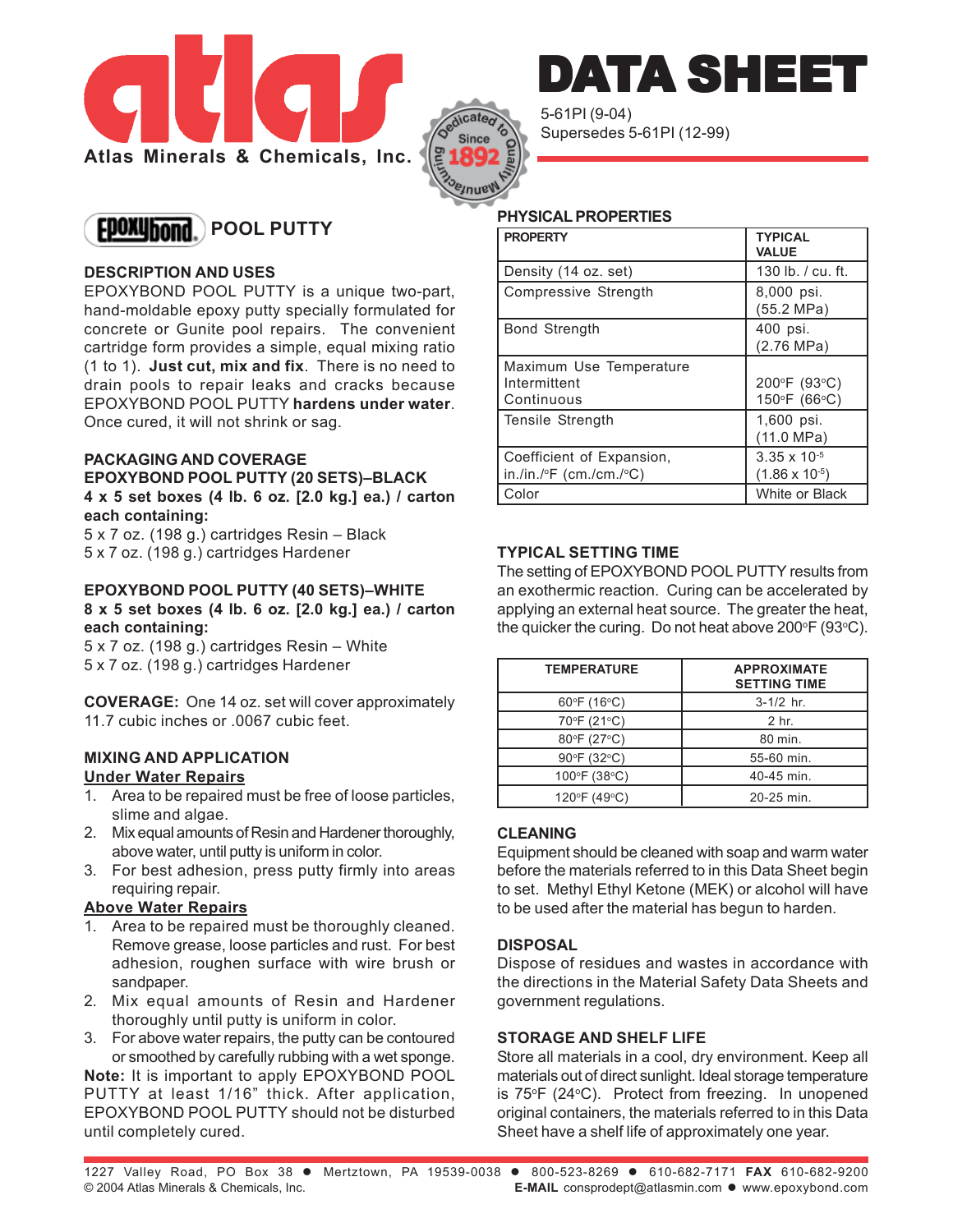# atlas

**Atlas Minerals & Chemicals, Inc.**

Dedicated to Quality Manufacturing Since 1892

# DATA SHEET

5-61PI (9-04)
Supersedes 5-61PI (12-99)

## EPOXYBOND POOL PUTTY

### DESCRIPTION AND USES

EPOXYBOND POOL PUTTY is a unique two-part, hand-moldable epoxy putty specially formulated for concrete or Gunite pool repairs. The convenient cartridge form provides a simple, equal mixing ratio (1 to 1). **Just cut, mix and fix**. There is no need to drain pools to repair leaks and cracks because EPOXYBOND POOL PUTTY **hardens under water**. Once cured, it will not shrink or sag.

### PACKAGING AND COVERAGE

**EPOXYBOND POOL PUTTY (20 SETS)–BLACK**
**4 x 5 set boxes (4 lb. 6 oz. [2.0 kg.] ea.) / carton each containing:**
5 x 7 oz. (198 g.) cartridges Resin – Black
5 x 7 oz. (198 g.) cartridges Hardener

**EPOXYBOND POOL PUTTY (40 SETS)–WHITE**
**8 x 5 set boxes (4 lb. 6 oz. [2.0 kg.] ea.) / carton each containing:**
5 x 7 oz. (198 g.) cartridges Resin – White
5 x 7 oz. (198 g.) cartridges Hardener

**COVERAGE:** One 14 oz. set will cover approximately 11.7 cubic inches or .0067 cubic feet.

### MIXING AND APPLICATION

**Under Water Repairs**

1. Area to be repaired must be free of loose particles, slime and algae.
2. Mix equal amounts of Resin and Hardener thoroughly, above water, until putty is uniform in color.
3. For best adhesion, press putty firmly into areas requiring repair.

**Above Water Repairs**

1. Area to be repaired must be thoroughly cleaned. Remove grease, loose particles and rust. For best adhesion, roughen surface with wire brush or sandpaper.
2. Mix equal amounts of Resin and Hardener thoroughly until putty is uniform in color.
3. For above water repairs, the putty can be contoured or smoothed by carefully rubbing with a wet sponge.

**Note:** It is important to apply EPOXYBOND POOL PUTTY at least 1/16" thick. After application, EPOXYBOND POOL PUTTY should not be disturbed until completely cured.

### PHYSICAL PROPERTIES

| PROPERTY | TYPICAL VALUE |
|---|---|
| Density (14 oz. set) | 130 lb. / cu. ft. |
| Compressive Strength | 8,000 psi. (55.2 MPa) |
| Bond Strength | 400 psi. (2.76 MPa) |
| Maximum Use Temperature Intermittent Continuous | 200°F (93°C) 150°F (66°C) |
| Tensile Strength | 1,600 psi. (11.0 MPa) |
| Coefficient of Expansion, in./in./°F (cm./cm./°C) | $3.35 \times 10^{-5}$ ($1.86 \times 10^{-5}$) |
| Color | White or Black |

### TYPICAL SETTING TIME

The setting of EPOXYBOND POOL PUTTY results from an exothermic reaction. Curing can be accelerated by applying an external heat source. The greater the heat, the quicker the curing. Do not heat above 200°F (93°C).

| TEMPERATURE | APPROXIMATE SETTING TIME |
|---|---|
| 60°F (16°C) | 3-1/2 hr. |
| 70°F (21°C) | 2 hr. |
| 80°F (27°C) | 80 min. |
| 90°F (32°C) | 55-60 min. |
| 100°F (38°C) | 40-45 min. |
| 120°F (49°C) | 20-25 min. |

### CLEANING

Equipment should be cleaned with soap and warm water before the materials referred to in this Data Sheet begin to set. Methyl Ethyl Ketone (MEK) or alcohol will have to be used after the material has begun to harden.

### DISPOSAL

Dispose of residues and wastes in accordance with the directions in the Material Safety Data Sheets and government regulations.

### STORAGE AND SHELF LIFE

Store all materials in a cool, dry environment. Keep all materials out of direct sunlight. Ideal storage temperature is 75°F (24°C). Protect from freezing. In unopened original containers, the materials referred to in this Data Sheet have a shelf life of approximately one year.

1227 Valley Road, PO Box 38 ● Mertztown, PA 19539-0038 ● 800-523-8269 ● 610-682-7171 **FAX** 610-682-9200
© 2004 Atlas Minerals & Chemicals, Inc. **E-MAIL** consprodept@atlasmin.com ● www.epoxybond.com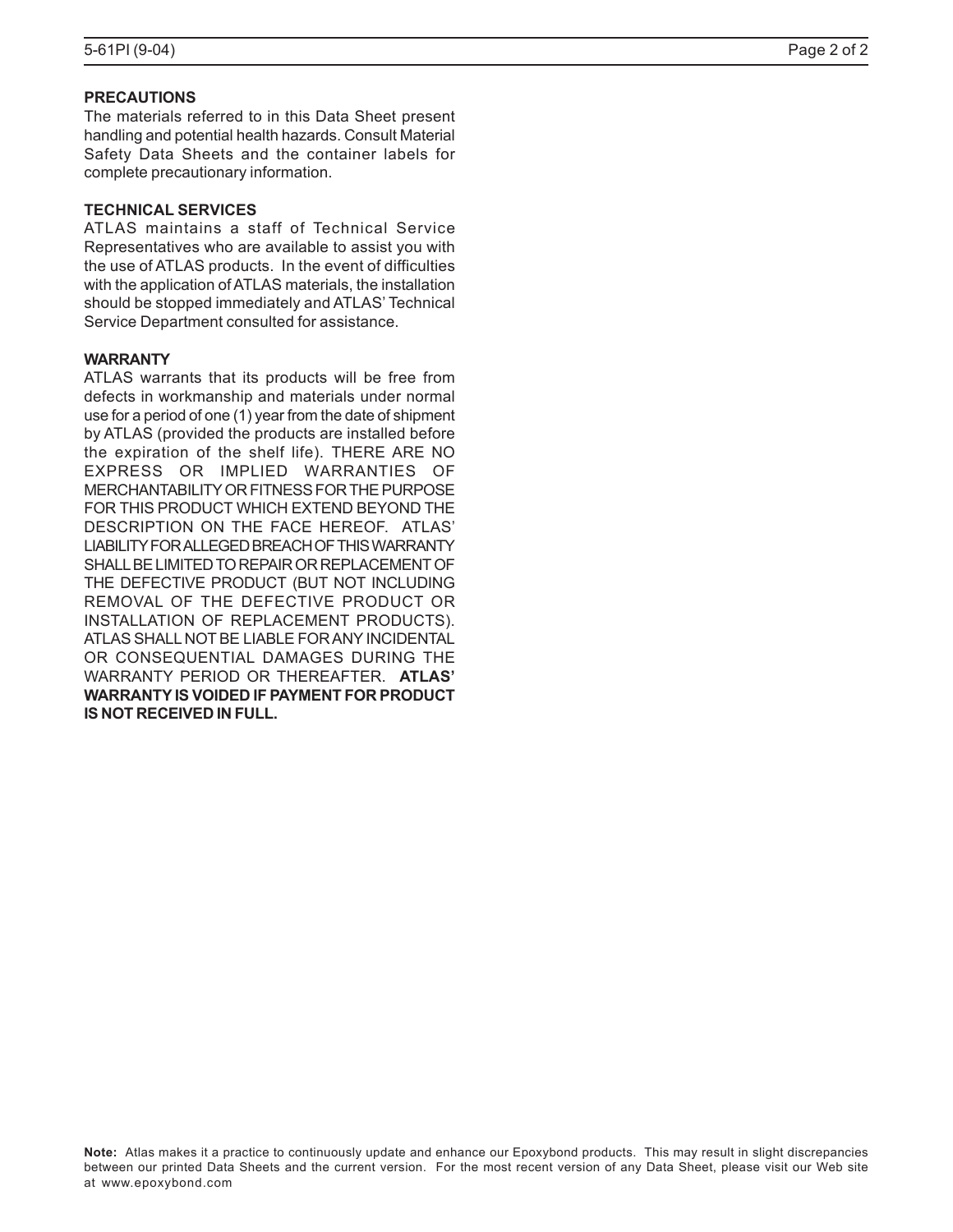## PRECAUTIONS

The materials referred to in this Data Sheet present handling and potential health hazards. Consult Material Safety Data Sheets and the container labels for complete precautionary information.

## TECHNICAL SERVICES

ATLAS maintains a staff of Technical Service Representatives who are available to assist you with the use of ATLAS products. In the event of difficulties with the application of ATLAS materials, the installation should be stopped immediately and ATLAS' Technical Service Department consulted for assistance.

## WARRANTY

ATLAS warrants that its products will be free from defects in workmanship and materials under normal use for a period of one (1) year from the date of shipment by ATLAS (provided the products are installed before the expiration of the shelf life). THERE ARE NO EXPRESS OR IMPLIED WARRANTIES OF MERCHANTABILITY OR FITNESS FOR THE PURPOSE FOR THIS PRODUCT WHICH EXTEND BEYOND THE DESCRIPTION ON THE FACE HEREOF. ATLAS' LIABILITY FOR ALLEGED BREACH OF THIS WARRANTY SHALL BE LIMITED TO REPAIR OR REPLACEMENT OF THE DEFECTIVE PRODUCT (BUT NOT INCLUDING REMOVAL OF THE DEFECTIVE PRODUCT OR INSTALLATION OF REPLACEMENT PRODUCTS). ATLAS SHALL NOT BE LIABLE FOR ANY INCIDENTAL OR CONSEQUENTIAL DAMAGES DURING THE WARRANTY PERIOD OR THEREAFTER. **ATLAS' WARRANTY IS VOIDED IF PAYMENT FOR PRODUCT IS NOT RECEIVED IN FULL.**

**Note:** Atlas makes it a practice to continuously update and enhance our Epoxybond products. This may result in slight discrepancies between our printed Data Sheets and the current version. For the most recent version of any Data Sheet, please visit our Web site at www.epoxybond.com